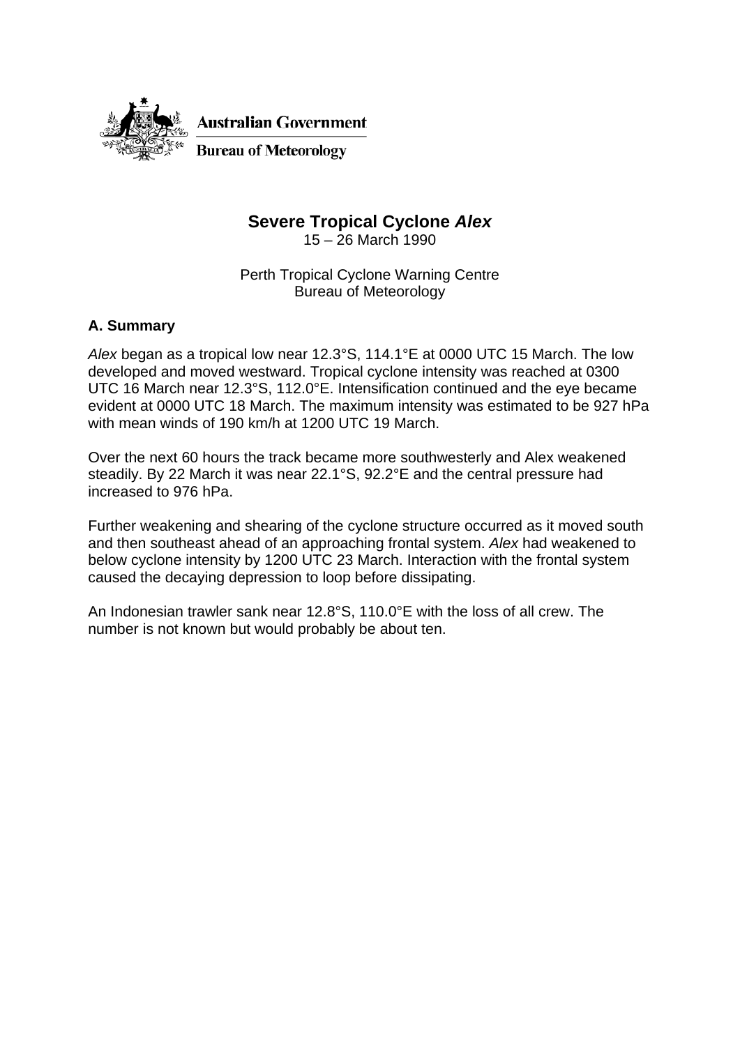Australian Government

Bureau of Meteorology

# Severe Tropical Cyclone *Alex*

15 – 26 March 1990

Perth Tropical Cyclone Warning Centre
Bureau of Meteorology

## A. Summary

*Alex* began as a tropical low near 12.3°S, 114.1°E at 0000 UTC 15 March. The low developed and moved westward. Tropical cyclone intensity was reached at 0300 UTC 16 March near 12.3°S, 112.0°E. Intensification continued and the eye became evident at 0000 UTC 18 March. The maximum intensity was estimated to be 927 hPa with mean winds of 190 km/h at 1200 UTC 19 March.

Over the next 60 hours the track became more southwesterly and Alex weakened steadily. By 22 March it was near 22.1°S, 92.2°E and the central pressure had increased to 976 hPa.

Further weakening and shearing of the cyclone structure occurred as it moved south and then southeast ahead of an approaching frontal system. *Alex* had weakened to below cyclone intensity by 1200 UTC 23 March. Interaction with the frontal system caused the decaying depression to loop before dissipating.

An Indonesian trawler sank near 12.8°S, 110.0°E with the loss of all crew. The number is not known but would probably be about ten.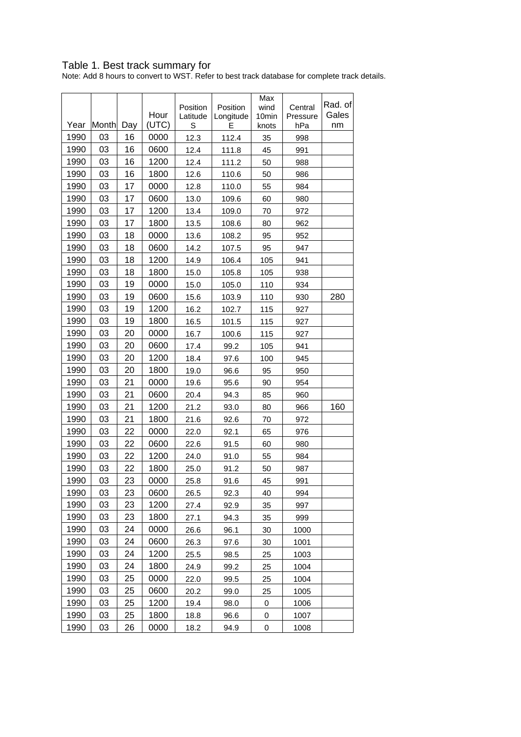Table 1. Best track summary for

Note: Add 8 hours to convert to WST. Refer to best track database for complete track details.

| Year | Month | Day | Hour (UTC) | Position Latitude S | Position Longitude E | Max wind 10min knots | Central Pressure hPa | Rad. of Gales nm |
|---|---|---|---|---|---|---|---|---|
| 1990 | 03 | 16 | 0000 | 12.3 | 112.4 | 35 | 998 | |
| 1990 | 03 | 16 | 0600 | 12.4 | 111.8 | 45 | 991 | |
| 1990 | 03 | 16 | 1200 | 12.4 | 111.2 | 50 | 988 | |
| 1990 | 03 | 16 | 1800 | 12.6 | 110.6 | 50 | 986 | |
| 1990 | 03 | 17 | 0000 | 12.8 | 110.0 | 55 | 984 | |
| 1990 | 03 | 17 | 0600 | 13.0 | 109.6 | 60 | 980 | |
| 1990 | 03 | 17 | 1200 | 13.4 | 109.0 | 70 | 972 | |
| 1990 | 03 | 17 | 1800 | 13.5 | 108.6 | 80 | 962 | |
| 1990 | 03 | 18 | 0000 | 13.6 | 108.2 | 95 | 952 | |
| 1990 | 03 | 18 | 0600 | 14.2 | 107.5 | 95 | 947 | |
| 1990 | 03 | 18 | 1200 | 14.9 | 106.4 | 105 | 941 | |
| 1990 | 03 | 18 | 1800 | 15.0 | 105.8 | 105 | 938 | |
| 1990 | 03 | 19 | 0000 | 15.0 | 105.0 | 110 | 934 | |
| 1990 | 03 | 19 | 0600 | 15.6 | 103.9 | 110 | 930 | 280 |
| 1990 | 03 | 19 | 1200 | 16.2 | 102.7 | 115 | 927 | |
| 1990 | 03 | 19 | 1800 | 16.5 | 101.5 | 115 | 927 | |
| 1990 | 03 | 20 | 0000 | 16.7 | 100.6 | 115 | 927 | |
| 1990 | 03 | 20 | 0600 | 17.4 | 99.2 | 105 | 941 | |
| 1990 | 03 | 20 | 1200 | 18.4 | 97.6 | 100 | 945 | |
| 1990 | 03 | 20 | 1800 | 19.0 | 96.6 | 95 | 950 | |
| 1990 | 03 | 21 | 0000 | 19.6 | 95.6 | 90 | 954 | |
| 1990 | 03 | 21 | 0600 | 20.4 | 94.3 | 85 | 960 | |
| 1990 | 03 | 21 | 1200 | 21.2 | 93.0 | 80 | 966 | 160 |
| 1990 | 03 | 21 | 1800 | 21.6 | 92.6 | 70 | 972 | |
| 1990 | 03 | 22 | 0000 | 22.0 | 92.1 | 65 | 976 | |
| 1990 | 03 | 22 | 0600 | 22.6 | 91.5 | 60 | 980 | |
| 1990 | 03 | 22 | 1200 | 24.0 | 91.0 | 55 | 984 | |
| 1990 | 03 | 22 | 1800 | 25.0 | 91.2 | 50 | 987 | |
| 1990 | 03 | 23 | 0000 | 25.8 | 91.6 | 45 | 991 | |
| 1990 | 03 | 23 | 0600 | 26.5 | 92.3 | 40 | 994 | |
| 1990 | 03 | 23 | 1200 | 27.4 | 92.9 | 35 | 997 | |
| 1990 | 03 | 23 | 1800 | 27.1 | 94.3 | 35 | 999 | |
| 1990 | 03 | 24 | 0000 | 26.6 | 96.1 | 30 | 1000 | |
| 1990 | 03 | 24 | 0600 | 26.3 | 97.6 | 30 | 1001 | |
| 1990 | 03 | 24 | 1200 | 25.5 | 98.5 | 25 | 1003 | |
| 1990 | 03 | 24 | 1800 | 24.9 | 99.2 | 25 | 1004 | |
| 1990 | 03 | 25 | 0000 | 22.0 | 99.5 | 25 | 1004 | |
| 1990 | 03 | 25 | 0600 | 20.2 | 99.0 | 25 | 1005 | |
| 1990 | 03 | 25 | 1200 | 19.4 | 98.0 | 0 | 1006 | |
| 1990 | 03 | 25 | 1800 | 18.8 | 96.6 | 0 | 1007 | |
| 1990 | 03 | 26 | 0000 | 18.2 | 94.9 | 0 | 1008 | |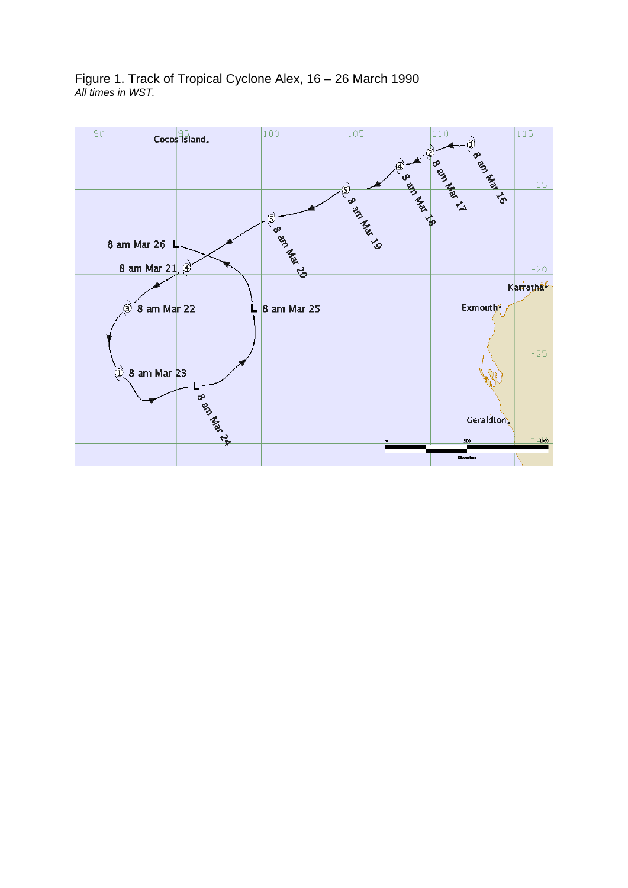Figure 1. Track of Tropical Cyclone Alex, 16 – 26 March 1990
*All times in WST.*

90
95
100
105
110
115
-15
-20
-25
-30

Cocos Island

8 am Mar 16
8 am Mar 17
8 am Mar 18
8 am Mar 19
8 am Mar 20
8 am Mar 21
8 am Mar 22
8 am Mar 23
8 am Mar 24
8 am Mar 25
8 am Mar 26

Karratha
Exmouth
Geraldton

0
500
1000
Kilometres